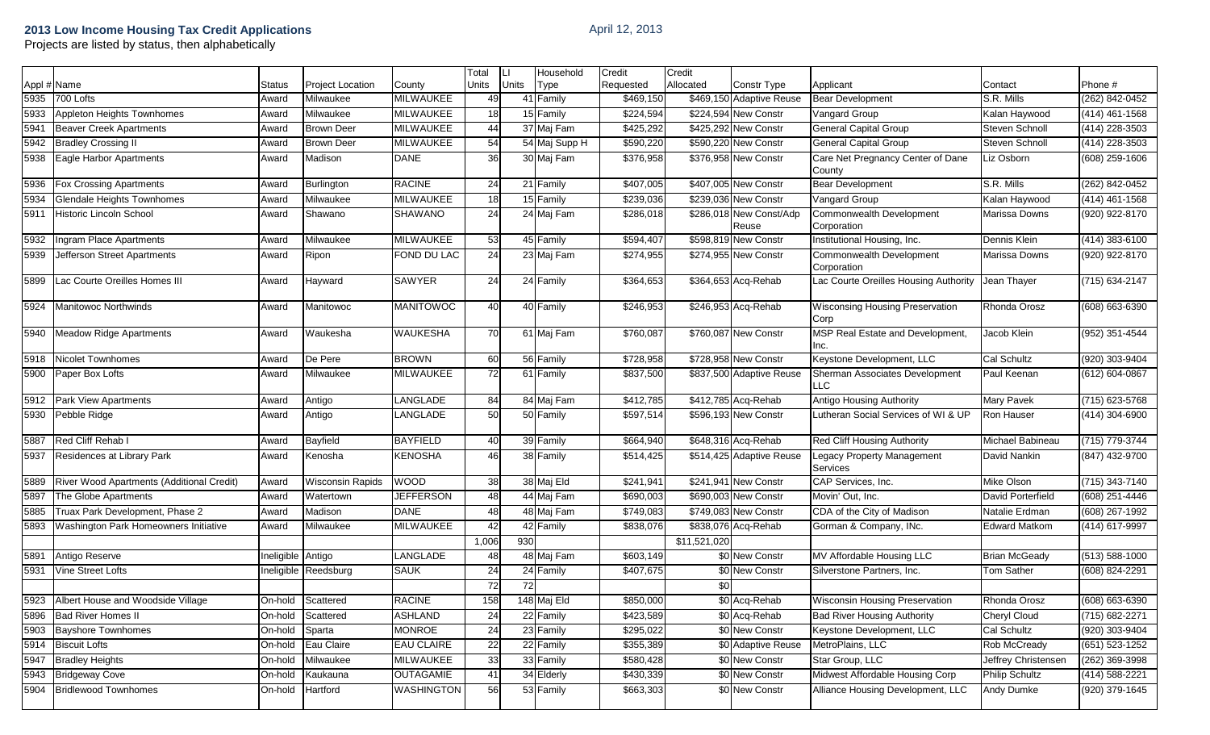# 2013 Low Income Housing Tax Credit Applications

April 12, 2013

Projects are listed by status, then alphabetically

| Appl # | Name | Status | Project Location | County | Total Units | LI Units | Household Type | Credit Requested | Credit Allocated | Constr Type | Applicant | Contact | Phone # |
|---|---|---|---|---|---|---|---|---|---|---|---|---|---|
| 5935 | 700 Lofts | Award | Milwaukee | MILWAUKEE | 49 | 41 | Family | $469,150 | $469,150 | Adaptive Reuse | Bear Development | S.R. Mills | (262) 842-0452 |
| 5933 | Appleton Heights Townhomes | Award | Milwaukee | MILWAUKEE | 18 | 15 | Family | $224,594 | $224,594 | New Constr | Vangard Group | Kalan Haywood | (414) 461-1568 |
| 5941 | Beaver Creek Apartments | Award | Brown Deer | MILWAUKEE | 44 | 37 | Maj Fam | $425,292 | $425,292 | New Constr | General Capital Group | Steven Schnoll | (414) 228-3503 |
| 5942 | Bradley Crossing II | Award | Brown Deer | MILWAUKEE | 54 | 54 | Maj Supp H | $590,220 | $590,220 | New Constr | General Capital Group | Steven Schnoll | (414) 228-3503 |
| 5938 | Eagle Harbor Apartments | Award | Madison | DANE | 36 | 30 | Maj Fam | $376,958 | $376,958 | New Constr | Care Net Pregnancy Center of Dane County | Liz Osborn | (608) 259-1606 |
| 5936 | Fox Crossing Apartments | Award | Burlington | RACINE | 24 | 21 | Family | $407,005 | $407,005 | New Constr | Bear Development | S.R. Mills | (262) 842-0452 |
| 5934 | Glendale Heights Townhomes | Award | Milwaukee | MILWAUKEE | 18 | 15 | Family | $239,036 | $239,036 | New Constr | Vangard Group | Kalan Haywood | (414) 461-1568 |
| 5911 | Historic Lincoln School | Award | Shawano | SHAWANO | 24 | 24 | Maj Fam | $286,018 | $286,018 | New Const/Adp Reuse | Commonwealth Development Corporation | Marissa Downs | (920) 922-8170 |
| 5932 | Ingram Place Apartments | Award | Milwaukee | MILWAUKEE | 53 | 45 | Family | $594,407 | $598,819 | New Constr | Institutional Housing, Inc. | Dennis Klein | (414) 383-6100 |
| 5939 | Jefferson Street Apartments | Award | Ripon | FOND DU LAC | 24 | 23 | Maj Fam | $274,955 | $274,955 | New Constr | Commonwealth Development Corporation | Marissa Downs | (920) 922-8170 |
| 5899 | Lac Courte Oreilles Homes III | Award | Hayward | SAWYER | 24 | 24 | Family | $364,653 | $364,653 | Acq-Rehab | Lac Courte Oreilles Housing Authority | Jean Thayer | (715) 634-2147 |
| 5924 | Manitowoc Northwinds | Award | Manitowoc | MANITOWOC | 40 | 40 | Family | $246,953 | $246,953 | Acq-Rehab | Wisconsing Housing Preservation Corp | Rhonda Orosz | (608) 663-6390 |
| 5940 | Meadow Ridge Apartments | Award | Waukesha | WAUKESHA | 70 | 61 | Maj Fam | $760,087 | $760,087 | New Constr | MSP Real Estate and Development, Inc. | Jacob Klein | (952) 351-4544 |
| 5918 | Nicolet Townhomes | Award | De Pere | BROWN | 60 | 56 | Family | $728,958 | $728,958 | New Constr | Keystone Development, LLC | Cal Schultz | (920) 303-9404 |
| 5900 | Paper Box Lofts | Award | Milwaukee | MILWAUKEE | 72 | 61 | Family | $837,500 | $837,500 | Adaptive Reuse | Sherman Associates Development LLC | Paul Keenan | (612) 604-0867 |
| 5912 | Park View Apartments | Award | Antigo | LANGLADE | 84 | 84 | Maj Fam | $412,785 | $412,785 | Acq-Rehab | Antigo Housing Authority | Mary Pavek | (715) 623-5768 |
| 5930 | Pebble Ridge | Award | Antigo | LANGLADE | 50 | 50 | Family | $597,514 | $596,193 | New Constr | Lutheran Social Services of WI & UP | Ron Hauser | (414) 304-6900 |
| 5887 | Red Cliff Rehab I | Award | Bayfield | BAYFIELD | 40 | 39 | Family | $664,940 | $648,316 | Acq-Rehab | Red Cliff Housing Authority | Michael Babineau | (715) 779-3744 |
| 5937 | Residences at Library Park | Award | Kenosha | KENOSHA | 46 | 38 | Family | $514,425 | $514,425 | Adaptive Reuse | Legacy Property Management Services | David Nankin | (847) 432-9700 |
| 5889 | River Wood Apartments (Additional Credit) | Award | Wisconsin Rapids | WOOD | 38 | 38 | Maj Eld | $241,941 | $241,941 | New Constr | CAP Services, Inc. | Mike Olson | (715) 343-7140 |
| 5897 | The Globe Apartments | Award | Watertown | JEFFERSON | 48 | 44 | Maj Fam | $690,003 | $690,003 | New Constr | Movin' Out, Inc. | David Porterfield | (608) 251-4446 |
| 5885 | Truax Park Development, Phase 2 | Award | Madison | DANE | 48 | 48 | Maj Fam | $749,083 | $749,083 | New Constr | CDA of the City of Madison | Natalie Erdman | (608) 267-1992 |
| 5893 | Washington Park Homeowners Initiative | Award | Milwaukee | MILWAUKEE | 42 | 42 | Family | $838,076 | $838,076 | Acq-Rehab | Gorman & Company, INc. | Edward Matkom | (414) 617-9997 |
| | | | | | 1,006 | 930 | | | $11,521,020 | | | | |
| 5891 | Antigo Reserve | Ineligible | Antigo | LANGLADE | 48 | 48 | Maj Fam | $603,149 | $0 | New Constr | MV Affordable Housing LLC | Brian McGeady | (513) 588-1000 |
| 5931 | Vine Street Lofts | Ineligible | Reedsburg | SAUK | 24 | 24 | Family | $407,675 | $0 | New Constr | Silverstone Partners, Inc. | Tom Sather | (608) 824-2291 |
| | | | | | 72 | 72 | | | $0 | | | | |
| 5923 | Albert House and Woodside Village | On-hold | Scattered | RACINE | 158 | 148 | Maj Eld | $850,000 | $0 | Acq-Rehab | Wisconsin Housing Preservation | Rhonda Orosz | (608) 663-6390 |
| 5896 | Bad River Homes II | On-hold | Scattered | ASHLAND | 24 | 22 | Family | $423,589 | $0 | Acq-Rehab | Bad River Housing Authority | Cheryl Cloud | (715) 682-2271 |
| 5903 | Bayshore Townhomes | On-hold | Sparta | MONROE | 24 | 23 | Family | $295,022 | $0 | New Constr | Keystone Development, LLC | Cal Schultz | (920) 303-9404 |
| 5914 | Biscuit Lofts | On-hold | Eau Claire | EAU CLAIRE | 22 | 22 | Family | $355,389 | $0 | Adaptive Reuse | MetroPlains, LLC | Rob McCready | (651) 523-1252 |
| 5947 | Bradley Heights | On-hold | Milwaukee | MILWAUKEE | 33 | 33 | Family | $580,428 | $0 | New Constr | Star Group, LLC | Jeffrey Christensen | (262) 369-3998 |
| 5943 | Bridgeway Cove | On-hold | Kaukauna | OUTAGAMIE | 41 | 34 | Elderly | $430,339 | $0 | New Constr | Midwest Affordable Housing Corp | Philip Schultz | (414) 588-2221 |
| 5904 | Bridlewood Townhomes | On-hold | Hartford | WASHINGTON | 56 | 53 | Family | $663,303 | $0 | New Constr | Alliance Housing Development, LLC | Andy Dumke | (920) 379-1645 |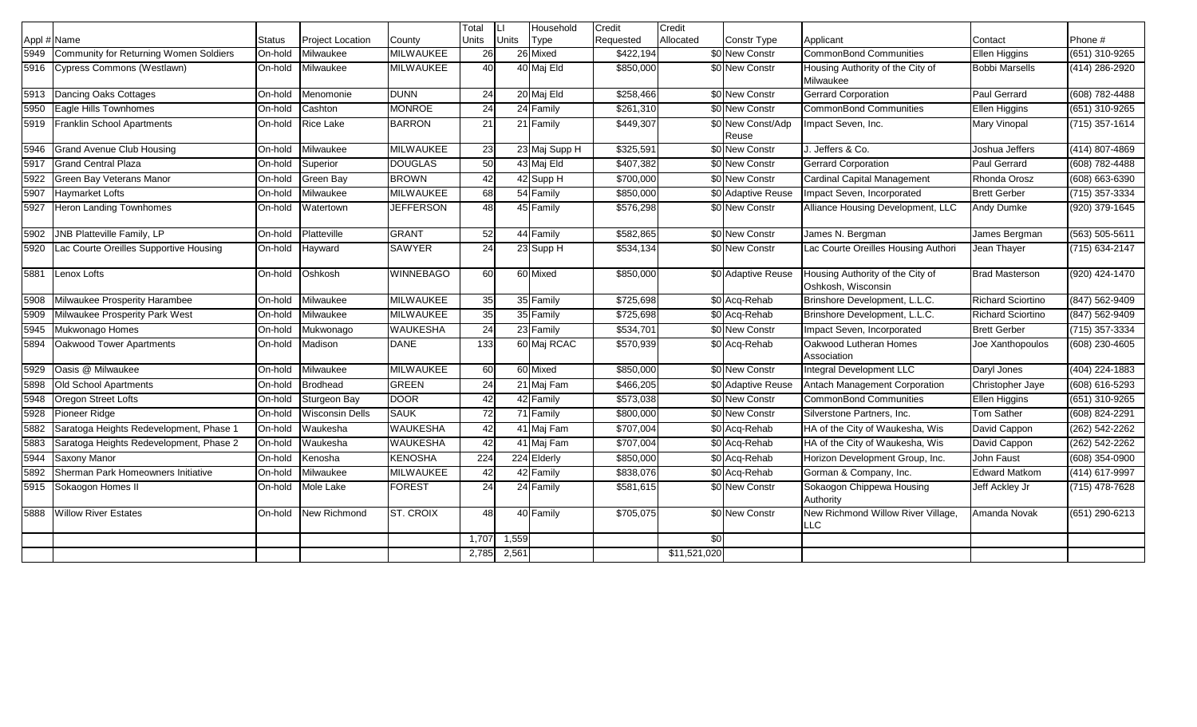| Appl # | Name | Status | Project Location | County | Total Units | LI Units | Household Type | Credit Requested | Credit Allocated | Constr Type | Applicant | Contact | Phone # |
|---|---|---|---|---|---|---|---|---|---|---|---|---|---|
| 5949 | Community for Returning Women Soldiers | On-hold | Milwaukee | MILWAUKEE | 26 | 26 | Mixed | $422,194 | $0 | New Constr | CommonBond Communities | Ellen Higgins | (651) 310-9265 |
| 5916 | Cypress Commons (Westlawn) | On-hold | Milwaukee | MILWAUKEE | 40 | 40 | Maj Eld | $850,000 | $0 | New Constr | Housing Authority of the City of Milwaukee | Bobbi Marsells | (414) 286-2920 |
| 5913 | Dancing Oaks Cottages | On-hold | Menomonie | DUNN | 24 | 20 | Maj Eld | $258,466 | $0 | New Constr | Gerrard Corporation | Paul Gerrard | (608) 782-4488 |
| 5950 | Eagle Hills Townhomes | On-hold | Cashton | MONROE | 24 | 24 | Family | $261,310 | $0 | New Constr | CommonBond Communities | Ellen Higgins | (651) 310-9265 |
| 5919 | Franklin School Apartments | On-hold | Rice Lake | BARRON | 21 | 21 | Family | $449,307 | $0 | New Const/Adp Reuse | Impact Seven, Inc. | Mary Vinopal | (715) 357-1614 |
| 5946 | Grand Avenue Club Housing | On-hold | Milwaukee | MILWAUKEE | 23 | 23 | Maj Supp H | $325,591 | $0 | New Constr | J. Jeffers & Co. | Joshua Jeffers | (414) 807-4869 |
| 5917 | Grand Central Plaza | On-hold | Superior | DOUGLAS | 50 | 43 | Maj Eld | $407,382 | $0 | New Constr | Gerrard Corporation | Paul Gerrard | (608) 782-4488 |
| 5922 | Green Bay Veterans Manor | On-hold | Green Bay | BROWN | 42 | 42 | Supp H | $700,000 | $0 | New Constr | Cardinal Capital Management | Rhonda Orosz | (608) 663-6390 |
| 5907 | Haymarket Lofts | On-hold | Milwaukee | MILWAUKEE | 68 | 54 | Family | $850,000 | $0 | Adaptive Reuse | Impact Seven, Incorporated | Brett Gerber | (715) 357-3334 |
| 5927 | Heron Landing Townhomes | On-hold | Watertown | JEFFERSON | 48 | 45 | Family | $576,298 | $0 | New Constr | Alliance Housing Development, LLC | Andy Dumke | (920) 379-1645 |
| 5902 | JNB Platteville Family, LP | On-hold | Platteville | GRANT | 52 | 44 | Family | $582,865 | $0 | New Constr | James N. Bergman | James Bergman | (563) 505-5611 |
| 5920 | Lac Courte Oreilles Supportive Housing | On-hold | Hayward | SAWYER | 24 | 23 | Supp H | $534,134 | $0 | New Constr | Lac Courte Oreilles Housing Authori | Jean Thayer | (715) 634-2147 |
| 5881 | Lenox Lofts | On-hold | Oshkosh | WINNEBAGO | 60 | 60 | Mixed | $850,000 | $0 | Adaptive Reuse | Housing Authority of the City of Oshkosh, Wisconsin | Brad Masterson | (920) 424-1470 |
| 5908 | Milwaukee Prosperity Harambee | On-hold | Milwaukee | MILWAUKEE | 35 | 35 | Family | $725,698 | $0 | Acq-Rehab | Brinshore Development, L.L.C. | Richard Sciortino | (847) 562-9409 |
| 5909 | Milwaukee Prosperity Park West | On-hold | Milwaukee | MILWAUKEE | 35 | 35 | Family | $725,698 | $0 | Acq-Rehab | Brinshore Development, L.L.C. | Richard Sciortino | (847) 562-9409 |
| 5945 | Mukwonago Homes | On-hold | Mukwonago | WAUKESHA | 24 | 23 | Family | $534,701 | $0 | New Constr | Impact Seven, Incorporated | Brett Gerber | (715) 357-3334 |
| 5894 | Oakwood Tower Apartments | On-hold | Madison | DANE | 133 | 60 | Maj RCAC | $570,939 | $0 | Acq-Rehab | Oakwood Lutheran Homes Association | Joe Xanthopoulos | (608) 230-4605 |
| 5929 | Oasis @ Milwaukee | On-hold | Milwaukee | MILWAUKEE | 60 | 60 | Mixed | $850,000 | $0 | New Constr | Integral Development LLC | Daryl Jones | (404) 224-1883 |
| 5898 | Old School Apartments | On-hold | Brodhead | GREEN | 24 | 21 | Maj Fam | $466,205 | $0 | Adaptive Reuse | Antach Management Corporation | Christopher Jaye | (608) 616-5293 |
| 5948 | Oregon Street Lofts | On-hold | Sturgeon Bay | DOOR | 42 | 42 | Family | $573,038 | $0 | New Constr | CommonBond Communities | Ellen Higgins | (651) 310-9265 |
| 5928 | Pioneer Ridge | On-hold | Wisconsin Dells | SAUK | 72 | 71 | Family | $800,000 | $0 | New Constr | Silverstone Partners, Inc. | Tom Sather | (608) 824-2291 |
| 5882 | Saratoga Heights Redevelopment, Phase 1 | On-hold | Waukesha | WAUKESHA | 42 | 41 | Maj Fam | $707,004 | $0 | Acq-Rehab | HA of the City of Waukesha, Wis | David Cappon | (262) 542-2262 |
| 5883 | Saratoga Heights Redevelopment, Phase 2 | On-hold | Waukesha | WAUKESHA | 42 | 41 | Maj Fam | $707,004 | $0 | Acq-Rehab | HA of the City of Waukesha, Wis | David Cappon | (262) 542-2262 |
| 5944 | Saxony Manor | On-hold | Kenosha | KENOSHA | 224 | 224 | Elderly | $850,000 | $0 | Acq-Rehab | Horizon Development Group, Inc. | John Faust | (608) 354-0900 |
| 5892 | Sherman Park Homeowners Initiative | On-hold | Milwaukee | MILWAUKEE | 42 | 42 | Family | $838,076 | $0 | Acq-Rehab | Gorman & Company, Inc. | Edward Matkom | (414) 617-9997 |
| 5915 | Sokaogon Homes II | On-hold | Mole Lake | FOREST | 24 | 24 | Family | $581,615 | $0 | New Constr | Sokaogon Chippewa Housing Authority | Jeff Ackley Jr | (715) 478-7628 |
| 5888 | Willow River Estates | On-hold | New Richmond | ST. CROIX | 48 | 40 | Family | $705,075 | $0 | New Constr | New Richmond Willow River Village, LLC | Amanda Novak | (651) 290-6213 |
| | | | | | 1,707 | 1,559 | | | $0 | | | | |
| | | | | | 2,785 | 2,561 | | | $11,521,020 | | | | |